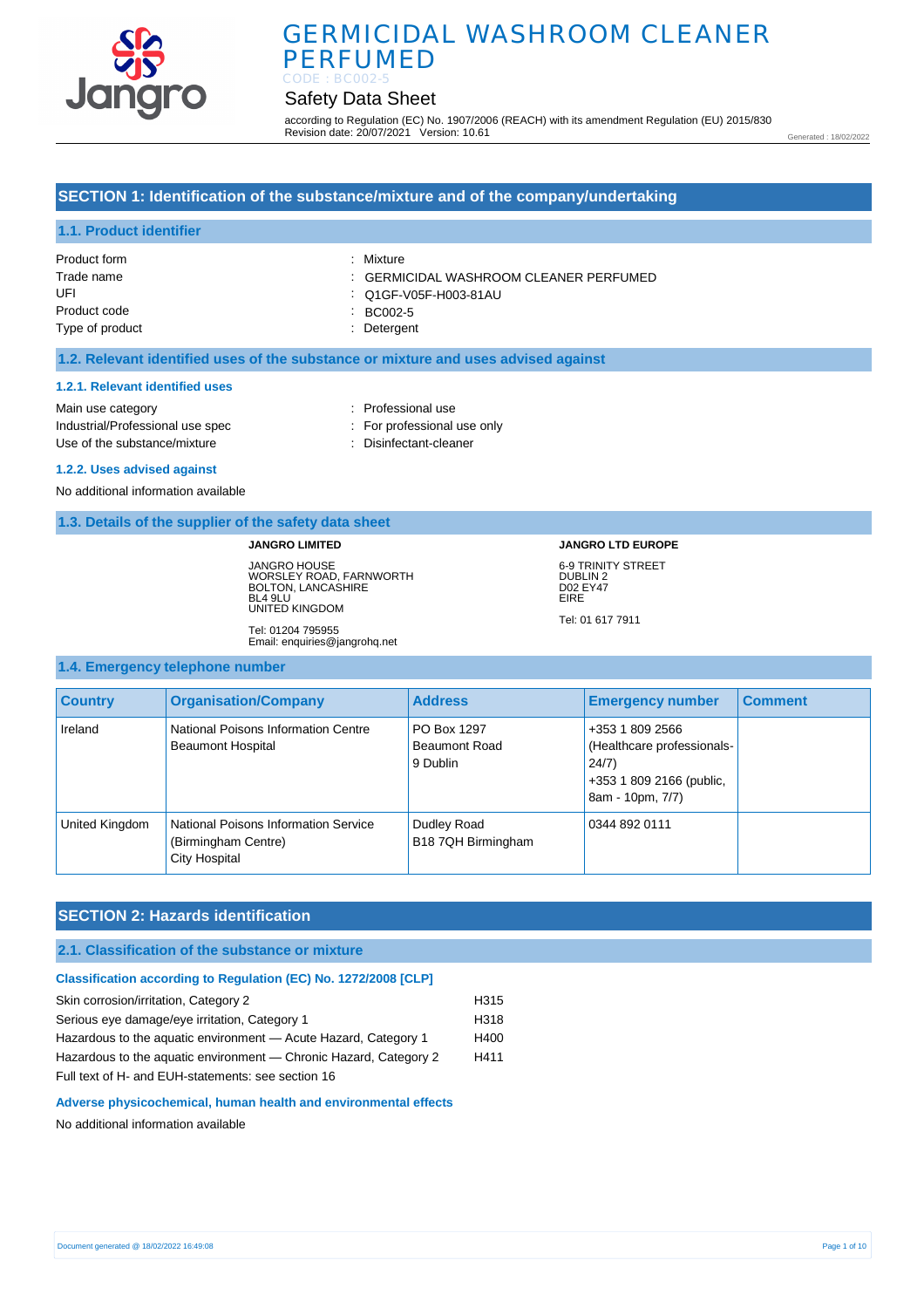# GERMICIDAL WASHROOM CLEANER PERFUMED

CODE : BC002-5

## Safety Data Sheet

according to Regulation (EC) No. 1907/2006 (REACH) with its amendment Regulation (EU) 2015/830
Revision date: 20/07/2021 Version: 10.61

Generated : 18/02/2022

## SECTION 1: Identification of the substance/mixture and of the company/undertaking

### 1.1. Product identifier

| | |
|---|---|
| Product form | : Mixture |
| Trade name | : GERMICIDAL WASHROOM CLEANER PERFUMED |
| UFI | : Q1GF-V05F-H003-81AU |
| Product code | : BC002-5 |
| Type of product | : Detergent |

### 1.2. Relevant identified uses of the substance or mixture and uses advised against

#### 1.2.1. Relevant identified uses

| | |
|---|---|
| Main use category | : Professional use |
| Industrial/Professional use spec | : For professional use only |
| Use of the substance/mixture | : Disinfectant-cleaner |

#### 1.2.2. Uses advised against

No additional information available

### 1.3. Details of the supplier of the safety data sheet

**JANGRO LIMITED**

JANGRO HOUSE
WORSLEY ROAD, FARNWORTH
BOLTON, LANCASHIRE
BL4 9LU
UNITED KINGDOM

Tel: 01204 795955
Email: enquiries@jangrohq.net

**JANGRO LTD EUROPE**

6-9 TRINITY STREET
DUBLIN 2
D02 EY47
EIRE

Tel: 01 617 7911

### 1.4. Emergency telephone number

| Country | Organisation/Company | Address | Emergency number | Comment |
|---|---|---|---|---|
| Ireland | National Poisons Information Centre Beaumont Hospital | PO Box 1297 Beaumont Road 9 Dublin | +353 1 809 2566 (Healthcare professionals-24/7) +353 1 809 2166 (public, 8am - 10pm, 7/7) | |
| United Kingdom | National Poisons Information Service (Birmingham Centre) City Hospital | Dudley Road B18 7QH Birmingham | 0344 892 0111 | |

## SECTION 2: Hazards identification

### 2.1. Classification of the substance or mixture

#### Classification according to Regulation (EC) No. 1272/2008 [CLP]

| | |
|---|---|
| Skin corrosion/irritation, Category 2 | H315 |
| Serious eye damage/eye irritation, Category 1 | H318 |
| Hazardous to the aquatic environment — Acute Hazard, Category 1 | H400 |
| Hazardous to the aquatic environment — Chronic Hazard, Category 2 | H411 |

Full text of H- and EUH-statements: see section 16

#### Adverse physicochemical, human health and environmental effects

No additional information available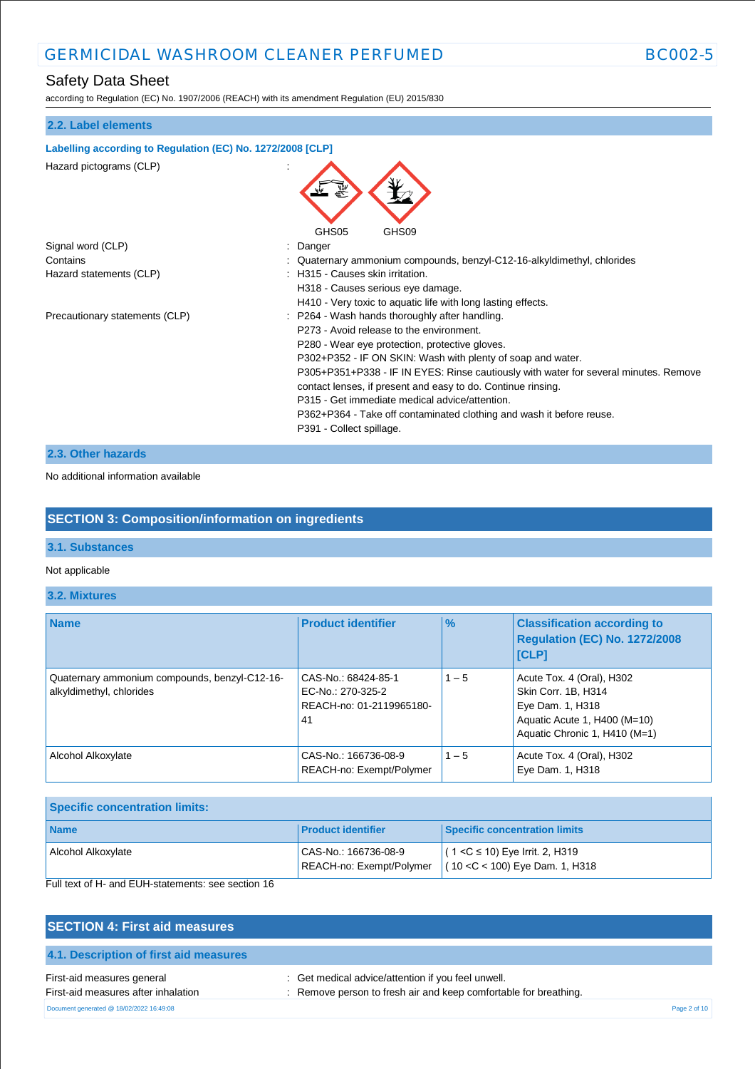## 2.2. Label elements

### Labelling according to Regulation (EC) No. 1272/2008 [CLP]

Hazard pictograms (CLP) :

GHS05 GHS09

Signal word (CLP) : Danger

Contains : Quaternary ammonium compounds, benzyl-C12-16-alkyldimethyl, chlorides

Hazard statements (CLP) : H315 - Causes skin irritation.
H318 - Causes serious eye damage.
H410 - Very toxic to aquatic life with long lasting effects.

Precautionary statements (CLP) : P264 - Wash hands thoroughly after handling.
P273 - Avoid release to the environment.
P280 - Wear eye protection, protective gloves.
P302+P352 - IF ON SKIN: Wash with plenty of soap and water.
P305+P351+P338 - IF IN EYES: Rinse cautiously with water for several minutes. Remove contact lenses, if present and easy to do. Continue rinsing.
P315 - Get immediate medical advice/attention.
P362+P364 - Take off contaminated clothing and wash it before reuse.
P391 - Collect spillage.

## 2.3. Other hazards

No additional information available

# SECTION 3: Composition/information on ingredients

## 3.1. Substances

Not applicable

## 3.2. Mixtures

| Name | Product identifier | % | Classification according to Regulation (EC) No. 1272/2008 [CLP] |
|---|---|---|---|
| Quaternary ammonium compounds, benzyl-C12-16-alkyldimethyl, chlorides | CAS-No.: 68424-85-1<br>EC-No.: 270-325-2<br>REACH-no: 01-2119965180-41 | 1 – 5 | Acute Tox. 4 (Oral), H302<br>Skin Corr. 1B, H314<br>Eye Dam. 1, H318<br>Aquatic Acute 1, H400 (M=10)<br>Aquatic Chronic 1, H410 (M=1) |
| Alcohol Alkoxylate | CAS-No.: 166736-08-9<br>REACH-no: Exempt/Polymer | 1 – 5 | Acute Tox. 4 (Oral), H302<br>Eye Dam. 1, H318 |

| Specific concentration limits: | | |
|---|---|---|
| **Name** | **Product identifier** | **Specific concentration limits** |
| Alcohol Alkoxylate | CAS-No.: 166736-08-9<br>REACH-no: Exempt/Polymer | ( 1 <C ≤ 10) Eye Irrit. 2, H319<br>( 10 <C < 100) Eye Dam. 1, H318 |

Full text of H- and EUH-statements: see section 16

# SECTION 4: First aid measures

## 4.1. Description of first aid measures

First-aid measures general : Get medical advice/attention if you feel unwell.

First-aid measures after inhalation : Remove person to fresh air and keep comfortable for breathing.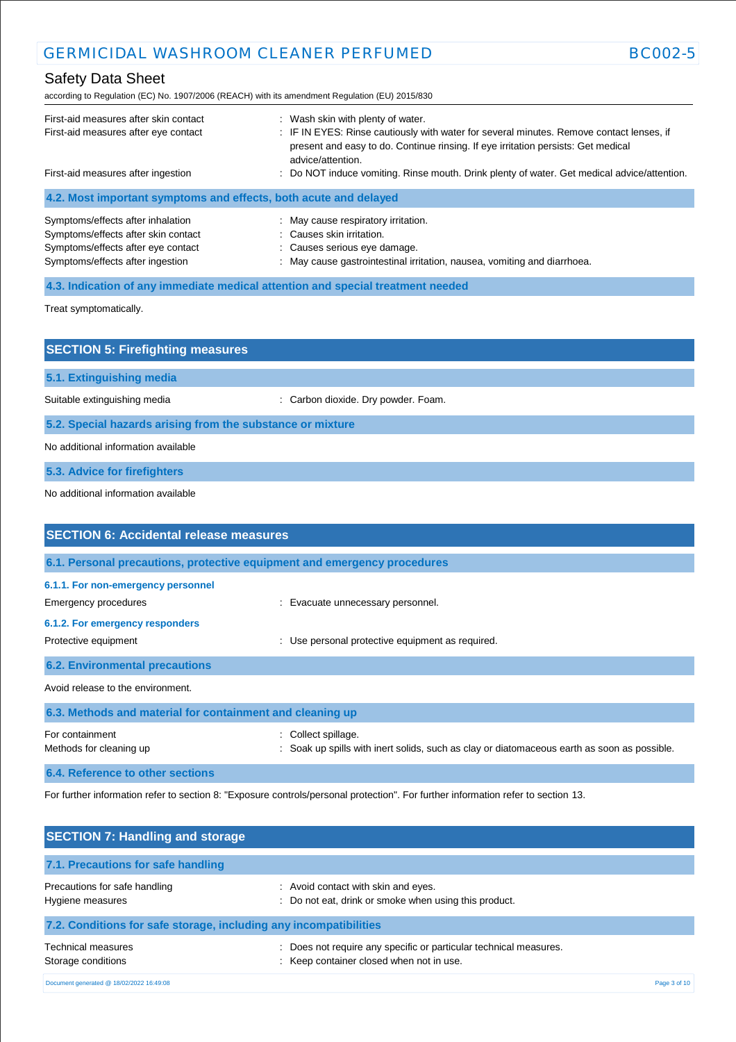First-aid measures after skin contact : Wash skin with plenty of water.

First-aid measures after eye contact : IF IN EYES: Rinse cautiously with water for several minutes. Remove contact lenses, if present and easy to do. Continue rinsing. If eye irritation persists: Get medical advice/attention.

First-aid measures after ingestion : Do NOT induce vomiting. Rinse mouth. Drink plenty of water. Get medical advice/attention.

### 4.2. Most important symptoms and effects, both acute and delayed

Symptoms/effects after inhalation : May cause respiratory irritation.

Symptoms/effects after skin contact : Causes skin irritation.

Symptoms/effects after eye contact : Causes serious eye damage.

Symptoms/effects after ingestion : May cause gastrointestinal irritation, nausea, vomiting and diarrhoea.

### 4.3. Indication of any immediate medical attention and special treatment needed

Treat symptomatically.

## SECTION 5: Firefighting measures

### 5.1. Extinguishing media

Suitable extinguishing media : Carbon dioxide. Dry powder. Foam.

### 5.2. Special hazards arising from the substance or mixture

No additional information available

### 5.3. Advice for firefighters

No additional information available

## SECTION 6: Accidental release measures

### 6.1. Personal precautions, protective equipment and emergency procedures

#### 6.1.1. For non-emergency personnel

Emergency procedures : Evacuate unnecessary personnel.

#### 6.1.2. For emergency responders

Protective equipment : Use personal protective equipment as required.

### 6.2. Environmental precautions

Avoid release to the environment.

### 6.3. Methods and material for containment and cleaning up

For containment : Collect spillage.

Methods for cleaning up : Soak up spills with inert solids, such as clay or diatomaceous earth as soon as possible.

### 6.4. Reference to other sections

For further information refer to section 8: "Exposure controls/personal protection". For further information refer to section 13.

## SECTION 7: Handling and storage

### 7.1. Precautions for safe handling

Precautions for safe handling : Avoid contact with skin and eyes.

Hygiene measures : Do not eat, drink or smoke when using this product.

### 7.2. Conditions for safe storage, including any incompatibilities

Technical measures : Does not require any specific or particular technical measures.

Storage conditions : Keep container closed when not in use.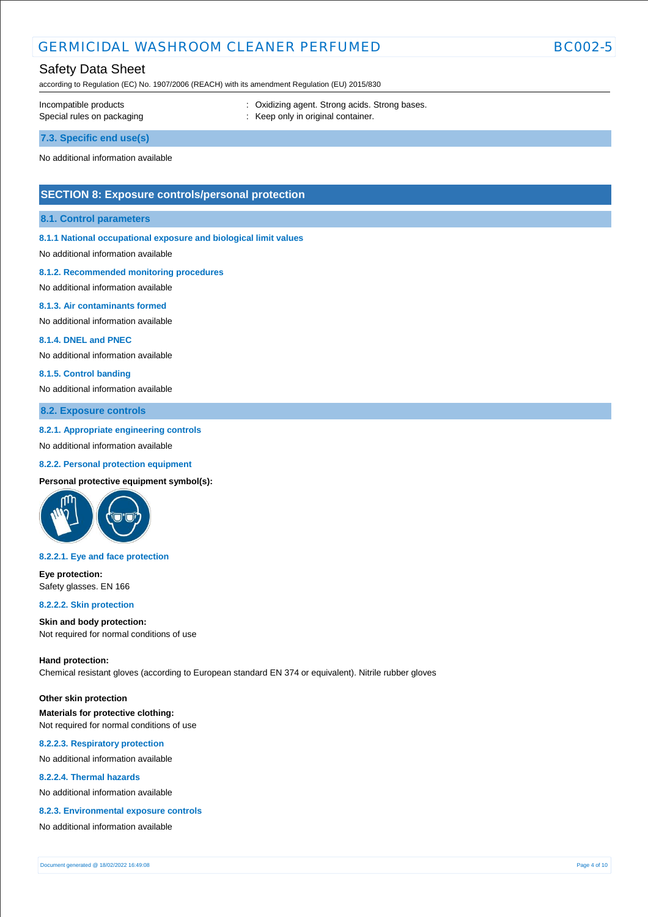Incompatible products : Oxidizing agent. Strong acids. Strong bases.
Special rules on packaging : Keep only in original container.

### 7.3. Specific end use(s)

No additional information available

## SECTION 8: Exposure controls/personal protection

### 8.1. Control parameters

#### 8.1.1 National occupational exposure and biological limit values

No additional information available

#### 8.1.2. Recommended monitoring procedures

No additional information available

#### 8.1.3. Air contaminants formed

No additional information available

#### 8.1.4. DNEL and PNEC

No additional information available

#### 8.1.5. Control banding

No additional information available

### 8.2. Exposure controls

#### 8.2.1. Appropriate engineering controls

No additional information available

#### 8.2.2. Personal protection equipment

**Personal protective equipment symbol(s):**

#### 8.2.2.1. Eye and face protection

**Eye protection:**
Safety glasses. EN 166

#### 8.2.2.2. Skin protection

**Skin and body protection:**
Not required for normal conditions of use

**Hand protection:**
Chemical resistant gloves (according to European standard EN 374 or equivalent). Nitrile rubber gloves

**Other skin protection**

**Materials for protective clothing:**
Not required for normal conditions of use

#### 8.2.2.3. Respiratory protection

No additional information available

#### 8.2.2.4. Thermal hazards

No additional information available

#### 8.2.3. Environmental exposure controls

No additional information available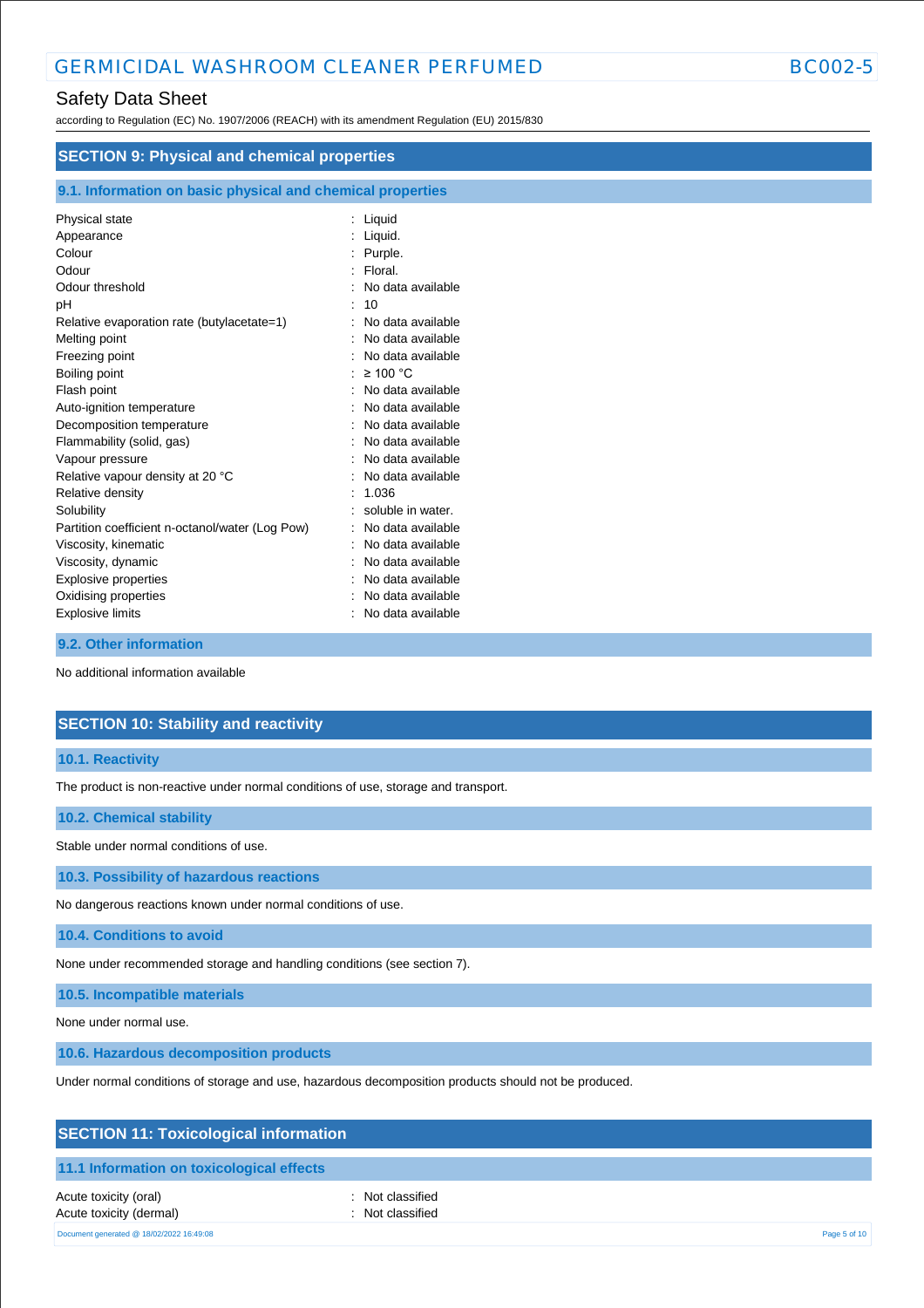## SECTION 9: Physical and chemical properties

### 9.1. Information on basic physical and chemical properties

| | |
|---|---|
| Physical state | : Liquid |
| Appearance | : Liquid. |
| Colour | : Purple. |
| Odour | : Floral. |
| Odour threshold | : No data available |
| pH | : 10 |
| Relative evaporation rate (butylacetate=1) | : No data available |
| Melting point | : No data available |
| Freezing point | : No data available |
| Boiling point | : ≥ 100 °C |
| Flash point | : No data available |
| Auto-ignition temperature | : No data available |
| Decomposition temperature | : No data available |
| Flammability (solid, gas) | : No data available |
| Vapour pressure | : No data available |
| Relative vapour density at 20 °C | : No data available |
| Relative density | : 1.036 |
| Solubility | : soluble in water. |
| Partition coefficient n-octanol/water (Log Pow) | : No data available |
| Viscosity, kinematic | : No data available |
| Viscosity, dynamic | : No data available |
| Explosive properties | : No data available |
| Oxidising properties | : No data available |
| Explosive limits | : No data available |

### 9.2. Other information

No additional information available

## SECTION 10: Stability and reactivity

### 10.1. Reactivity

The product is non-reactive under normal conditions of use, storage and transport.

### 10.2. Chemical stability

Stable under normal conditions of use.

### 10.3. Possibility of hazardous reactions

No dangerous reactions known under normal conditions of use.

### 10.4. Conditions to avoid

None under recommended storage and handling conditions (see section 7).

### 10.5. Incompatible materials

None under normal use.

### 10.6. Hazardous decomposition products

Under normal conditions of storage and use, hazardous decomposition products should not be produced.

## SECTION 11: Toxicological information

### 11.1 Information on toxicological effects

| | |
|---|---|
| Acute toxicity (oral) | : Not classified |
| Acute toxicity (dermal) | : Not classified |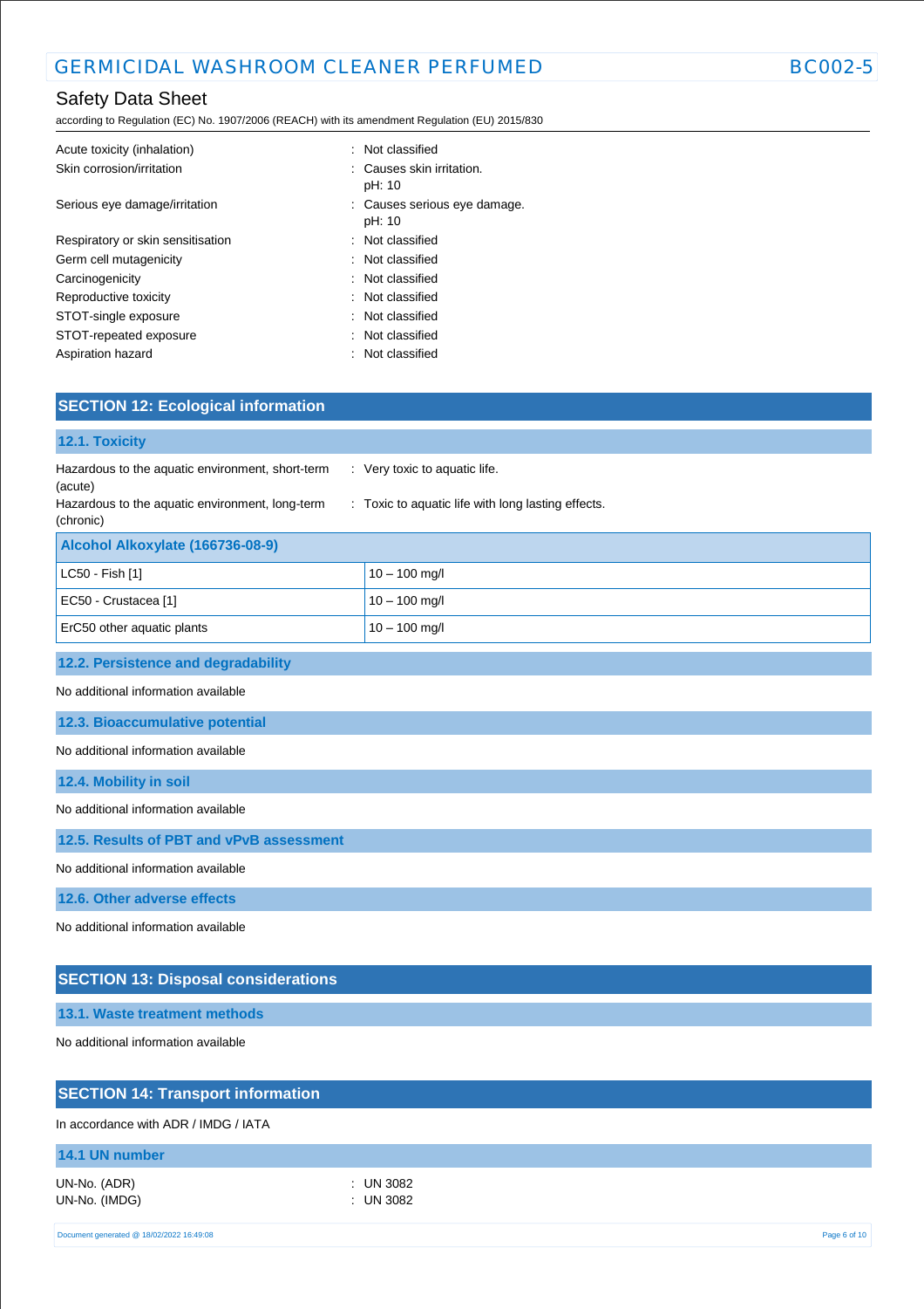| | |
|---|---|
| Acute toxicity (inhalation) | : Not classified |
| Skin corrosion/irritation | : Causes skin irritation.<br>pH: 10 |
| Serious eye damage/irritation | : Causes serious eye damage.<br>pH: 10 |
| Respiratory or skin sensitisation | : Not classified |
| Germ cell mutagenicity | : Not classified |
| Carcinogenicity | : Not classified |
| Reproductive toxicity | : Not classified |
| STOT-single exposure | : Not classified |
| STOT-repeated exposure | : Not classified |
| Aspiration hazard | : Not classified |

## SECTION 12: Ecological information

### 12.1. Toxicity

| | |
|---|---|
| Hazardous to the aquatic environment, short-term (acute) | : Very toxic to aquatic life. |
| Hazardous to the aquatic environment, long-term (chronic) | : Toxic to aquatic life with long lasting effects. |

| Alcohol Alkoxylate (166736-08-9) | |
|---|---|
| LC50 - Fish [1] | 10 – 100 mg/l |
| EC50 - Crustacea [1] | 10 – 100 mg/l |
| ErC50 other aquatic plants | 10 – 100 mg/l |

### 12.2. Persistence and degradability

No additional information available

### 12.3. Bioaccumulative potential

No additional information available

### 12.4. Mobility in soil

No additional information available

### 12.5. Results of PBT and vPvB assessment

No additional information available

### 12.6. Other adverse effects

No additional information available

## SECTION 13: Disposal considerations

### 13.1. Waste treatment methods

No additional information available

## SECTION 14: Transport information

In accordance with ADR / IMDG / IATA

### 14.1 UN number

| | |
|---|---|
| UN-No. (ADR) | : UN 3082 |
| UN-No. (IMDG) | : UN 3082 |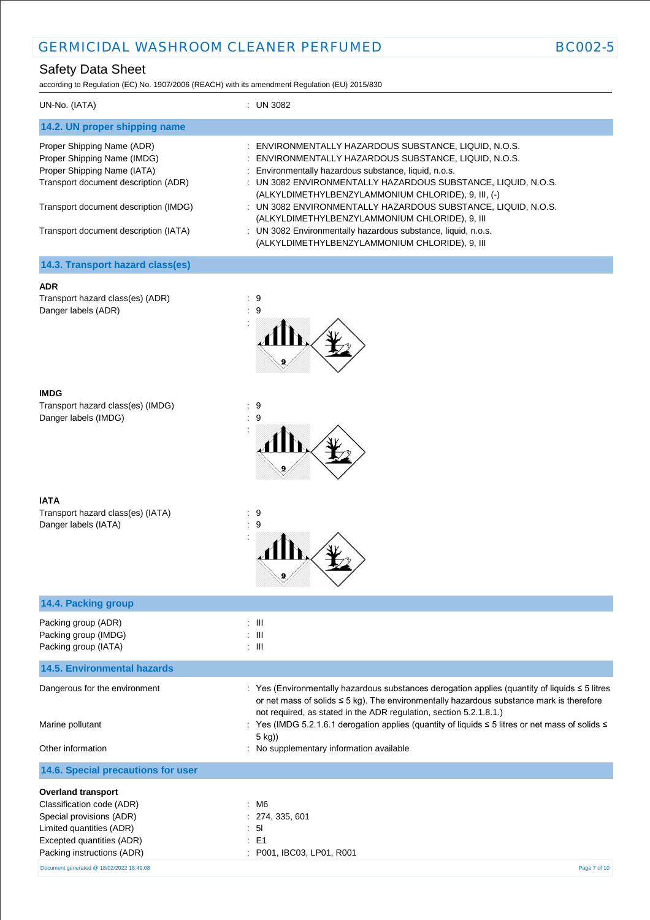UN-No. (IATA) : UN 3082

## 14.2. UN proper shipping name

| | |
|---|---|
| Proper Shipping Name (ADR) | : ENVIRONMENTALLY HAZARDOUS SUBSTANCE, LIQUID, N.O.S. |
| Proper Shipping Name (IMDG) | : ENVIRONMENTALLY HAZARDOUS SUBSTANCE, LIQUID, N.O.S. |
| Proper Shipping Name (IATA) | : Environmentally hazardous substance, liquid, n.o.s. |
| Transport document description (ADR) | : UN 3082 ENVIRONMENTALLY HAZARDOUS SUBSTANCE, LIQUID, N.O.S. (ALKYLDIMETHYLBENZYLAMMONIUM CHLORIDE), 9, III, (-) |
| Transport document description (IMDG) | : UN 3082 ENVIRONMENTALLY HAZARDOUS SUBSTANCE, LIQUID, N.O.S. (ALKYLDIMETHYLBENZYLAMMONIUM CHLORIDE), 9, III |
| Transport document description (IATA) | : UN 3082 Environmentally hazardous substance, liquid, n.o.s. (ALKYLDIMETHYLBENZYLAMMONIUM CHLORIDE), 9, III |

## 14.3. Transport hazard class(es)

**ADR**

| | |
|---|---|
| Transport hazard class(es) (ADR) | : 9 |
| Danger labels (ADR) | : 9 |

**IMDG**

| | |
|---|---|
| Transport hazard class(es) (IMDG) | : 9 |
| Danger labels (IMDG) | : 9 |

**IATA**

| | |
|---|---|
| Transport hazard class(es) (IATA) | : 9 |
| Danger labels (IATA) | : 9 |

## 14.4. Packing group

| | |
|---|---|
| Packing group (ADR) | : III |
| Packing group (IMDG) | : III |
| Packing group (IATA) | : III |

## 14.5. Environmental hazards

| | |
|---|---|
| Dangerous for the environment | : Yes (Environmentally hazardous substances derogation applies (quantity of liquids ≤ 5 litres or net mass of solids ≤ 5 kg). The environmentally hazardous substance mark is therefore not required, as stated in the ADR regulation, section 5.2.1.8.1.) |
| Marine pollutant | : Yes (IMDG 5.2.1.6.1 derogation applies (quantity of liquids ≤ 5 litres or net mass of solids ≤ 5 kg)) |
| Other information | : No supplementary information available |

## 14.6. Special precautions for user

**Overland transport**

| | |
|---|---|
| Classification code (ADR) | : M6 |
| Special provisions (ADR) | : 274, 335, 601 |
| Limited quantities (ADR) | : 5l |
| Excepted quantities (ADR) | : E1 |
| Packing instructions (ADR) | : P001, IBC03, LP01, R001 |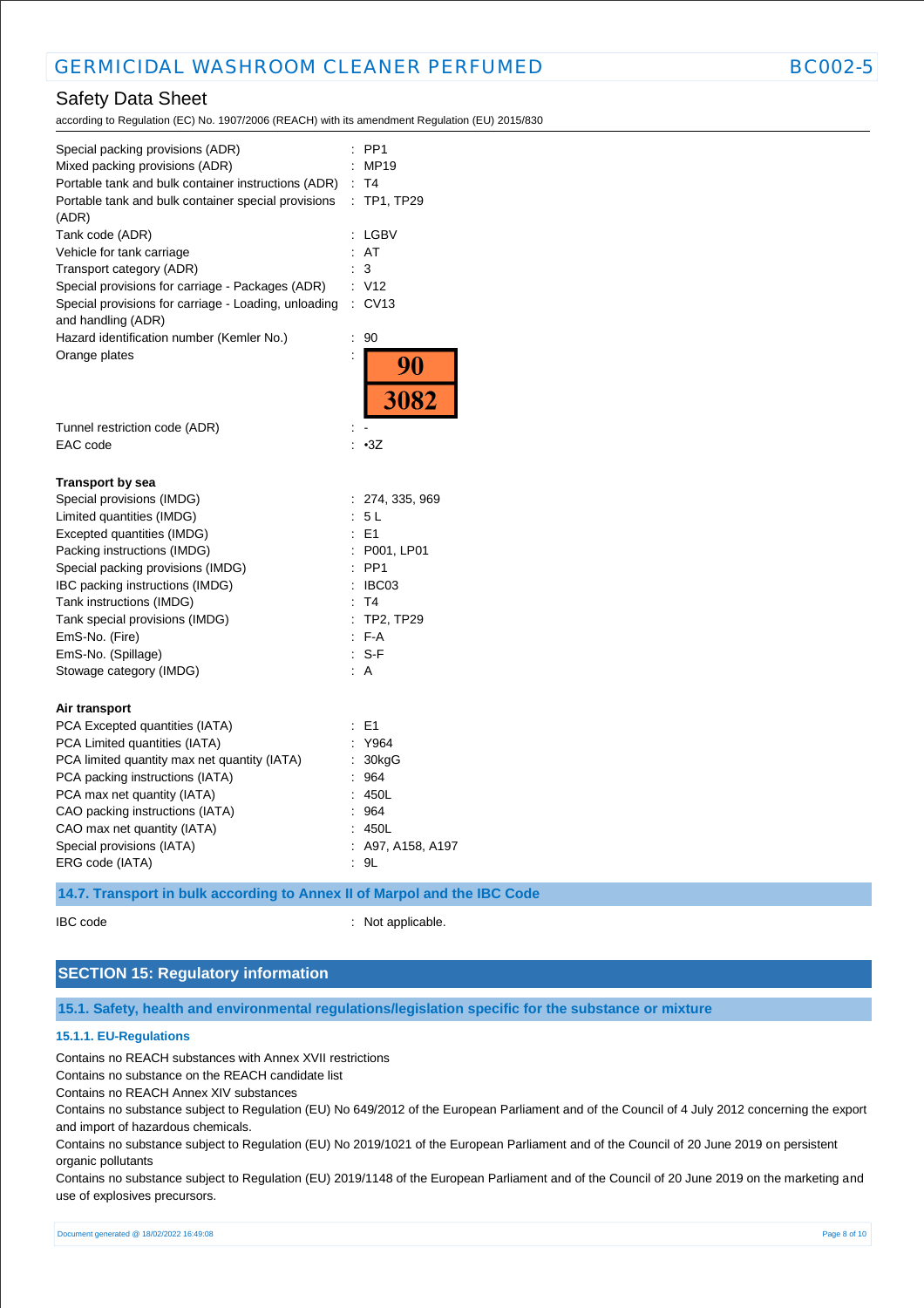## Safety Data Sheet

according to Regulation (EC) No. 1907/2006 (REACH) with its amendment Regulation (EU) 2015/830

| | |
|---|---|
| Special packing provisions (ADR) | : PP1 |
| Mixed packing provisions (ADR) | : MP19 |
| Portable tank and bulk container instructions (ADR) | : T4 |
| Portable tank and bulk container special provisions (ADR) | : TP1, TP29 |
| Tank code (ADR) | : LGBV |
| Vehicle for tank carriage | : AT |
| Transport category (ADR) | : 3 |
| Special provisions for carriage - Packages (ADR) | : V12 |
| Special provisions for carriage - Loading, unloading and handling (ADR) | : CV13 |
| Hazard identification number (Kemler No.) | : 90 |
| Orange plates | : 90 / 3082 |
| Tunnel restriction code (ADR) | : - |
| EAC code | : •3Z |

**Transport by sea**

| | |
|---|---|
| Special provisions (IMDG) | : 274, 335, 969 |
| Limited quantities (IMDG) | : 5 L |
| Excepted quantities (IMDG) | : E1 |
| Packing instructions (IMDG) | : P001, LP01 |
| Special packing provisions (IMDG) | : PP1 |
| IBC packing instructions (IMDG) | : IBC03 |
| Tank instructions (IMDG) | : T4 |
| Tank special provisions (IMDG) | : TP2, TP29 |
| EmS-No. (Fire) | : F-A |
| EmS-No. (Spillage) | : S-F |
| Stowage category (IMDG) | : A |

**Air transport**

| | |
|---|---|
| PCA Excepted quantities (IATA) | : E1 |
| PCA Limited quantities (IATA) | : Y964 |
| PCA limited quantity max net quantity (IATA) | : 30kgG |
| PCA packing instructions (IATA) | : 964 |
| PCA max net quantity (IATA) | : 450L |
| CAO packing instructions (IATA) | : 964 |
| CAO max net quantity (IATA) | : 450L |
| Special provisions (IATA) | : A97, A158, A197 |
| ERG code (IATA) | : 9L |

### 14.7. Transport in bulk according to Annex II of Marpol and the IBC Code

IBC code : Not applicable.

## SECTION 15: Regulatory information

### 15.1. Safety, health and environmental regulations/legislation specific for the substance or mixture

#### 15.1.1. EU-Regulations

Contains no REACH substances with Annex XVII restrictions

Contains no substance on the REACH candidate list

Contains no REACH Annex XIV substances

Contains no substance subject to Regulation (EU) No 649/2012 of the European Parliament and of the Council of 4 July 2012 concerning the export and import of hazardous chemicals.

Contains no substance subject to Regulation (EU) No 2019/1021 of the European Parliament and of the Council of 20 June 2019 on persistent organic pollutants

Contains no substance subject to Regulation (EU) 2019/1148 of the European Parliament and of the Council of 20 June 2019 on the marketing and use of explosives precursors.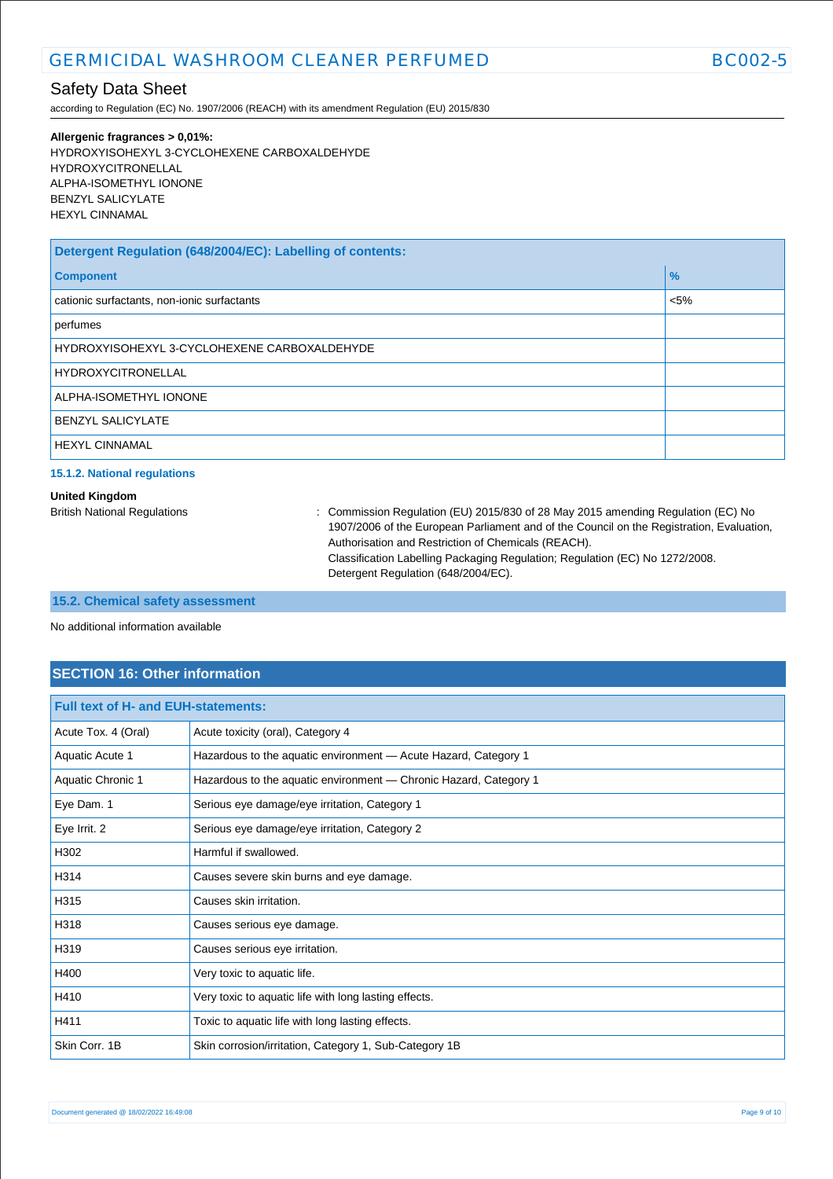**Allergenic fragrances > 0,01%:**
HYDROXYISOHEXYL 3-CYCLOHEXENE CARBOXALDEHYDE
HYDROXYCITRONELLAL
ALPHA-ISOMETHYL IONONE
BENZYL SALICYLATE
HEXYL CINNAMAL

| Detergent Regulation (648/2004/EC): Labelling of contents: | |
|---|---|
| **Component** | **%** |
| cationic surfactants, non-ionic surfactants | <5% |
| perfumes | |
| HYDROXYISOHEXYL 3-CYCLOHEXENE CARBOXALDEHYDE | |
| HYDROXYCITRONELLAL | |
| ALPHA-ISOMETHYL IONONE | |
| BENZYL SALICYLATE | |
| HEXYL CINNAMAL | |

### 15.1.2. National regulations

**United Kingdom**

British National Regulations : Commission Regulation (EU) 2015/830 of 28 May 2015 amending Regulation (EC) No 1907/2006 of the European Parliament and of the Council on the Registration, Evaluation, Authorisation and Restriction of Chemicals (REACH).
Classification Labelling Packaging Regulation; Regulation (EC) No 1272/2008.
Detergent Regulation (648/2004/EC).

### 15.2. Chemical safety assessment

No additional information available

## SECTION 16: Other information

| Full text of H- and EUH-statements: | |
|---|---|
| Acute Tox. 4 (Oral) | Acute toxicity (oral), Category 4 |
| Aquatic Acute 1 | Hazardous to the aquatic environment — Acute Hazard, Category 1 |
| Aquatic Chronic 1 | Hazardous to the aquatic environment — Chronic Hazard, Category 1 |
| Eye Dam. 1 | Serious eye damage/eye irritation, Category 1 |
| Eye Irrit. 2 | Serious eye damage/eye irritation, Category 2 |
| H302 | Harmful if swallowed. |
| H314 | Causes severe skin burns and eye damage. |
| H315 | Causes skin irritation. |
| H318 | Causes serious eye damage. |
| H319 | Causes serious eye irritation. |
| H400 | Very toxic to aquatic life. |
| H410 | Very toxic to aquatic life with long lasting effects. |
| H411 | Toxic to aquatic life with long lasting effects. |
| Skin Corr. 1B | Skin corrosion/irritation, Category 1, Sub-Category 1B |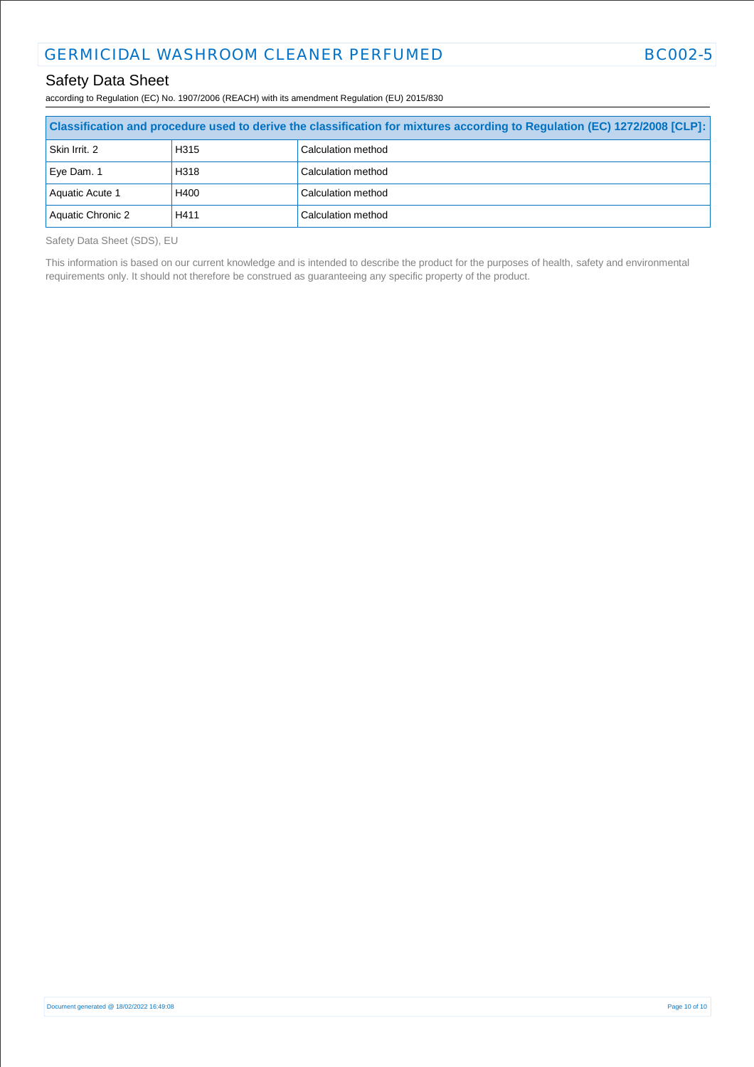| Classification and procedure used to derive the classification for mixtures according to Regulation (EC) 1272/2008 [CLP]: | | |
|---|---|---|
| Skin Irrit. 2 | H315 | Calculation method |
| Eye Dam. 1 | H318 | Calculation method |
| Aquatic Acute 1 | H400 | Calculation method |
| Aquatic Chronic 2 | H411 | Calculation method |

Safety Data Sheet (SDS), EU

This information is based on our current knowledge and is intended to describe the product for the purposes of health, safety and environmental requirements only. It should not therefore be construed as guaranteeing any specific property of the product.